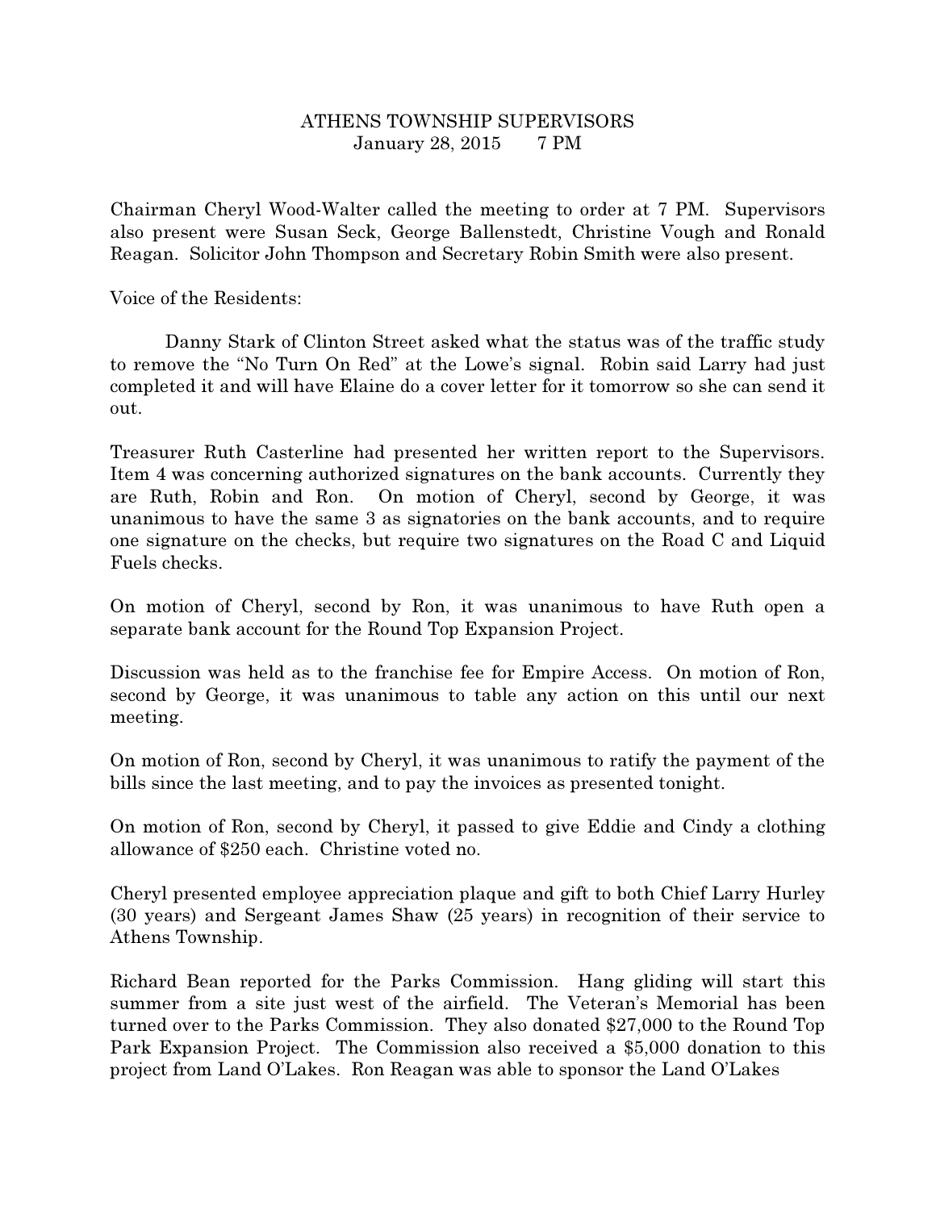# ATHENS TOWNSHIP SUPERVISORS

January 28, 2015 7 PM

Chairman Cheryl Wood-Walter called the meeting to order at 7 PM. Supervisors also present were Susan Seck, George Ballenstedt, Christine Vough and Ronald Reagan. Solicitor John Thompson and Secretary Robin Smith were also present.

Voice of the Residents:

Danny Stark of Clinton Street asked what the status was of the traffic study to remove the "No Turn On Red" at the Lowe's signal. Robin said Larry had just completed it and will have Elaine do a cover letter for it tomorrow so she can send it out.

Treasurer Ruth Casterline had presented her written report to the Supervisors. Item 4 was concerning authorized signatures on the bank accounts. Currently they are Ruth, Robin and Ron. On motion of Cheryl, second by George, it was unanimous to have the same 3 as signatories on the bank accounts, and to require one signature on the checks, but require two signatures on the Road C and Liquid Fuels checks.

On motion of Cheryl, second by Ron, it was unanimous to have Ruth open a separate bank account for the Round Top Expansion Project.

Discussion was held as to the franchise fee for Empire Access. On motion of Ron, second by George, it was unanimous to table any action on this until our next meeting.

On motion of Ron, second by Cheryl, it was unanimous to ratify the payment of the bills since the last meeting, and to pay the invoices as presented tonight.

On motion of Ron, second by Cheryl, it passed to give Eddie and Cindy a clothing allowance of $250 each. Christine voted no.

Cheryl presented employee appreciation plaque and gift to both Chief Larry Hurley (30 years) and Sergeant James Shaw (25 years) in recognition of their service to Athens Township.

Richard Bean reported for the Parks Commission. Hang gliding will start this summer from a site just west of the airfield. The Veteran's Memorial has been turned over to the Parks Commission. They also donated $27,000 to the Round Top Park Expansion Project. The Commission also received a $5,000 donation to this project from Land O'Lakes. Ron Reagan was able to sponsor the Land O'Lakes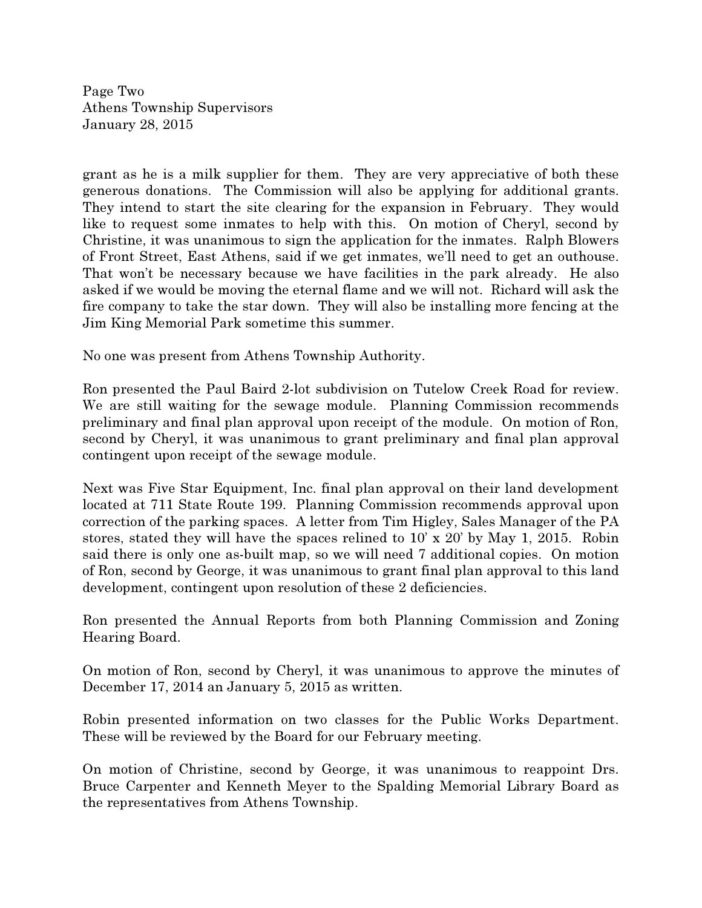grant as he is a milk supplier for them. They are very appreciative of both these generous donations. The Commission will also be applying for additional grants. They intend to start the site clearing for the expansion in February. They would like to request some inmates to help with this. On motion of Cheryl, second by Christine, it was unanimous to sign the application for the inmates. Ralph Blowers of Front Street, East Athens, said if we get inmates, we'll need to get an outhouse. That won't be necessary because we have facilities in the park already. He also asked if we would be moving the eternal flame and we will not. Richard will ask the fire company to take the star down. They will also be installing more fencing at the Jim King Memorial Park sometime this summer.

No one was present from Athens Township Authority.

Ron presented the Paul Baird 2-lot subdivision on Tutelow Creek Road for review. We are still waiting for the sewage module. Planning Commission recommends preliminary and final plan approval upon receipt of the module. On motion of Ron, second by Cheryl, it was unanimous to grant preliminary and final plan approval contingent upon receipt of the sewage module.

Next was Five Star Equipment, Inc. final plan approval on their land development located at 711 State Route 199. Planning Commission recommends approval upon correction of the parking spaces. A letter from Tim Higley, Sales Manager of the PA stores, stated they will have the spaces relined to 10' x 20' by May 1, 2015. Robin said there is only one as-built map, so we will need 7 additional copies. On motion of Ron, second by George, it was unanimous to grant final plan approval to this land development, contingent upon resolution of these 2 deficiencies.

Ron presented the Annual Reports from both Planning Commission and Zoning Hearing Board.

On motion of Ron, second by Cheryl, it was unanimous to approve the minutes of December 17, 2014 an January 5, 2015 as written.

Robin presented information on two classes for the Public Works Department. These will be reviewed by the Board for our February meeting.

On motion of Christine, second by George, it was unanimous to reappoint Drs. Bruce Carpenter and Kenneth Meyer to the Spalding Memorial Library Board as the representatives from Athens Township.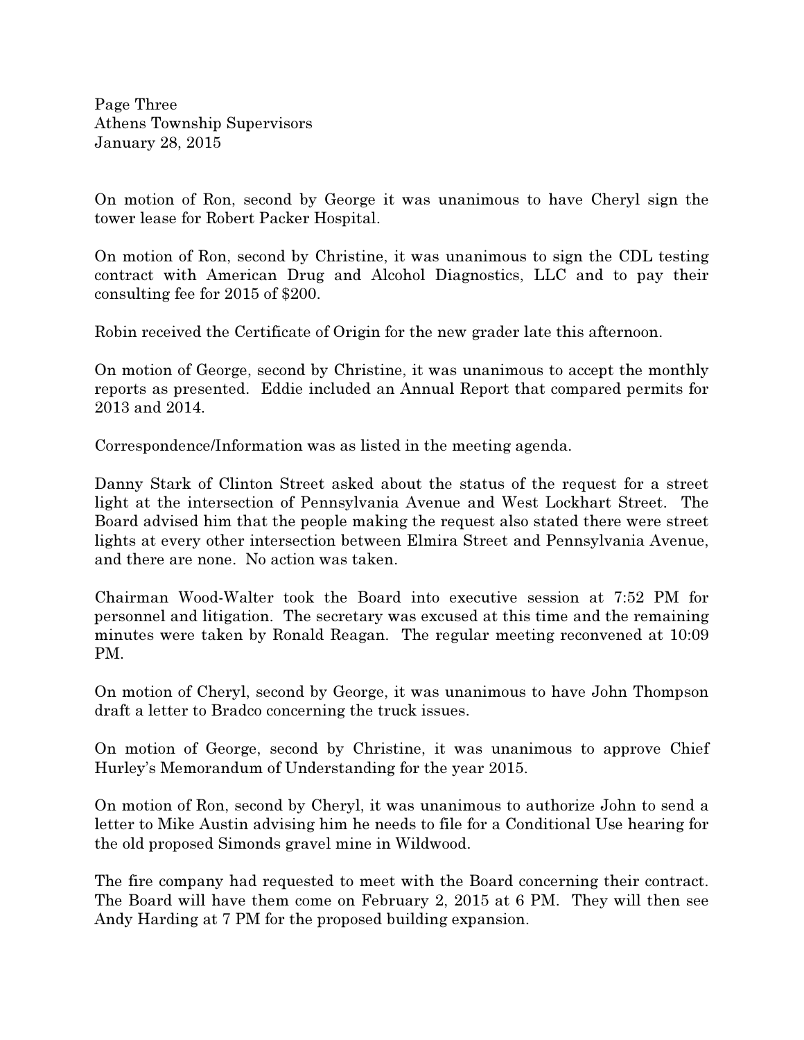On motion of Ron, second by George it was unanimous to have Cheryl sign the tower lease for Robert Packer Hospital.

On motion of Ron, second by Christine, it was unanimous to sign the CDL testing contract with American Drug and Alcohol Diagnostics, LLC and to pay their consulting fee for 2015 of $200.

Robin received the Certificate of Origin for the new grader late this afternoon.

On motion of George, second by Christine, it was unanimous to accept the monthly reports as presented. Eddie included an Annual Report that compared permits for 2013 and 2014.

Correspondence/Information was as listed in the meeting agenda.

Danny Stark of Clinton Street asked about the status of the request for a street light at the intersection of Pennsylvania Avenue and West Lockhart Street. The Board advised him that the people making the request also stated there were street lights at every other intersection between Elmira Street and Pennsylvania Avenue, and there are none. No action was taken.

Chairman Wood-Walter took the Board into executive session at 7:52 PM for personnel and litigation. The secretary was excused at this time and the remaining minutes were taken by Ronald Reagan. The regular meeting reconvened at 10:09 PM.

On motion of Cheryl, second by George, it was unanimous to have John Thompson draft a letter to Bradco concerning the truck issues.

On motion of George, second by Christine, it was unanimous to approve Chief Hurley's Memorandum of Understanding for the year 2015.

On motion of Ron, second by Cheryl, it was unanimous to authorize John to send a letter to Mike Austin advising him he needs to file for a Conditional Use hearing for the old proposed Simonds gravel mine in Wildwood.

The fire company had requested to meet with the Board concerning their contract. The Board will have them come on February 2, 2015 at 6 PM. They will then see Andy Harding at 7 PM for the proposed building expansion.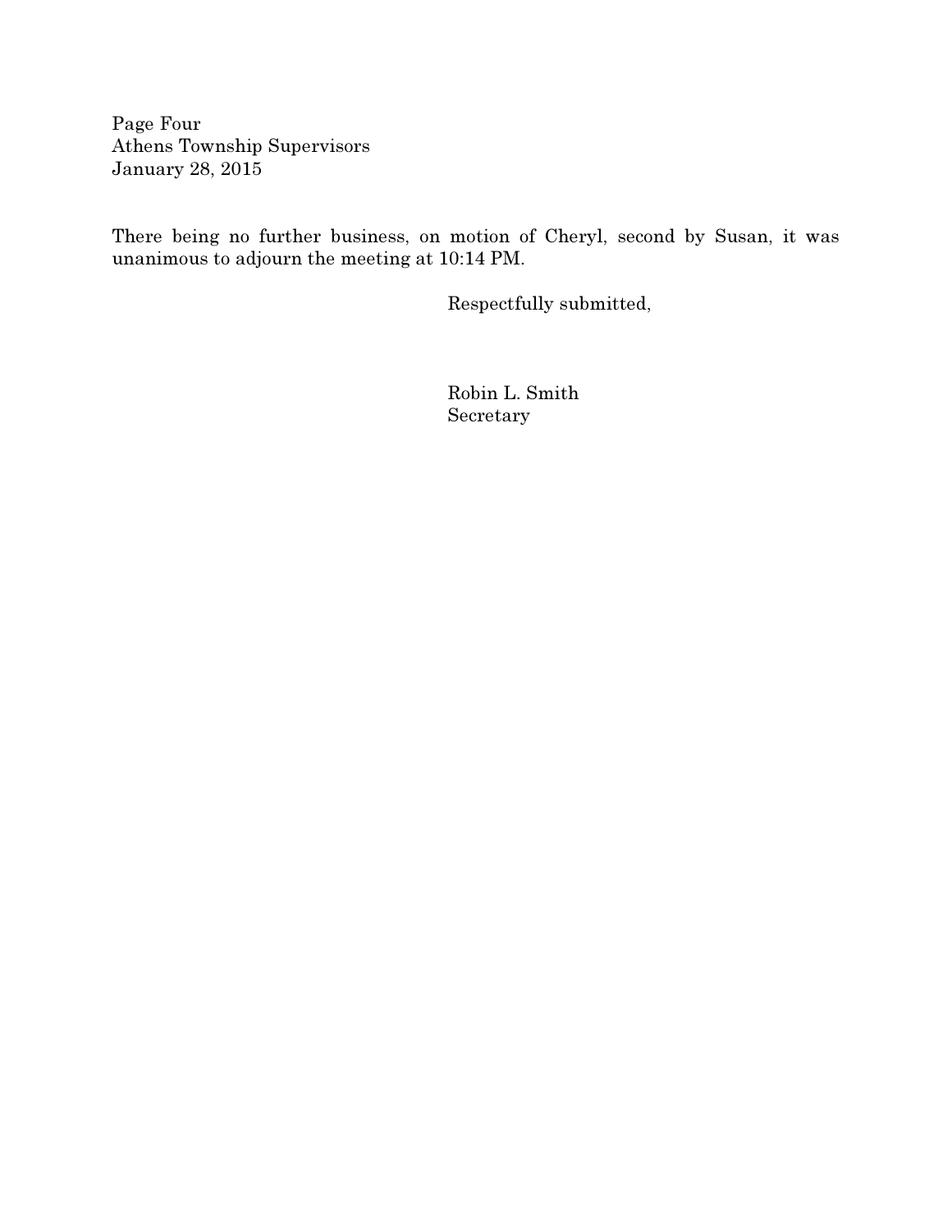There being no further business, on motion of Cheryl, second by Susan, it was unanimous to adjourn the meeting at 10:14 PM.

Respectfully submitted,

Robin L. Smith
Secretary